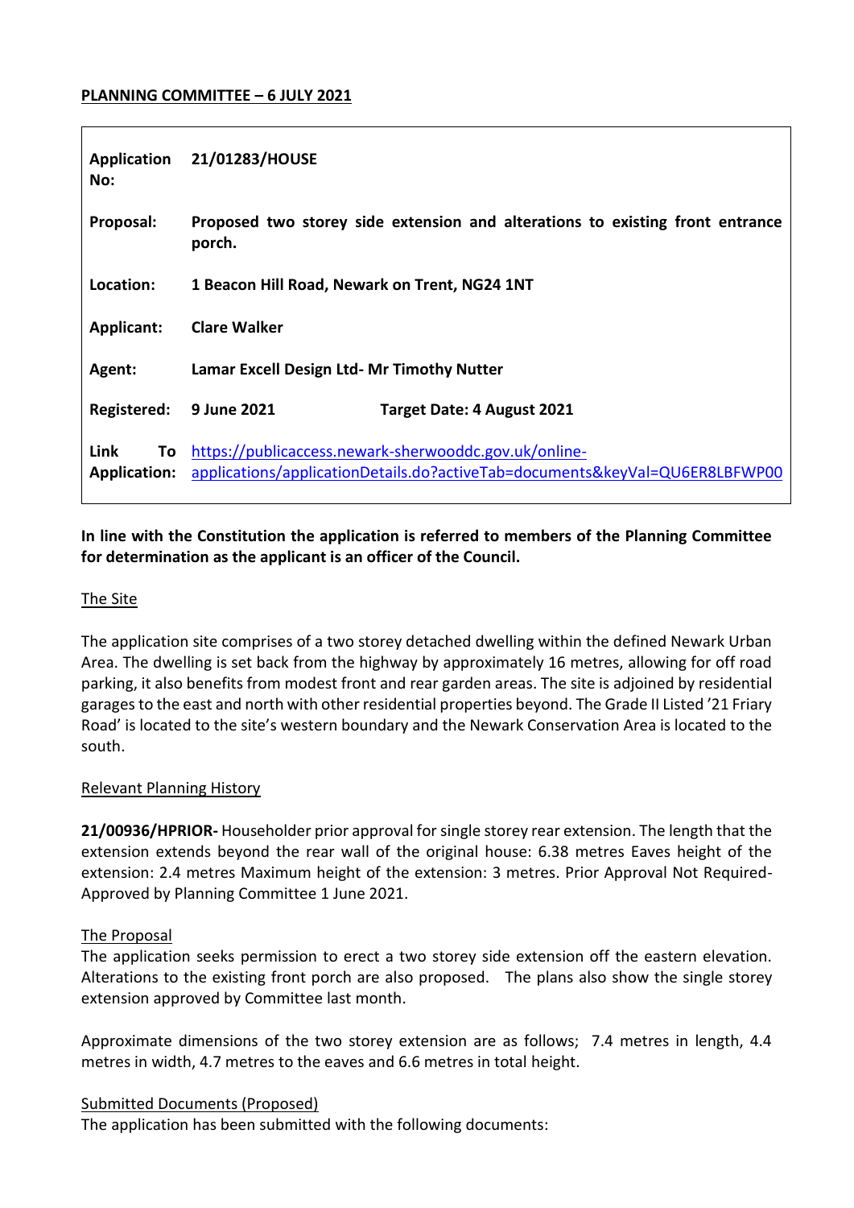**PLANNING COMMITTEE – 6 JULY 2021**

| | |
|---|---|
| **Application No:** | **21/01283/HOUSE** |
| **Proposal:** | **Proposed two storey side extension and alterations to existing front entrance porch.** |
| **Location:** | **1 Beacon Hill Road, Newark on Trent, NG24 1NT** |
| **Applicant:** | **Clare Walker** |
| **Agent:** | **Lamar Excell Design Ltd- Mr Timothy Nutter** |
| **Registered:** | **9 June 2021** **Target Date: 4 August 2021** |
| **Link To Application:** | https://publicaccess.newark-sherwooddc.gov.uk/online-applications/applicationDetails.do?activeTab=documents&keyVal=QU6ER8LBFWP00 |

**In line with the Constitution the application is referred to members of the Planning Committee for determination as the applicant is an officer of the Council.**

## The Site

The application site comprises of a two storey detached dwelling within the defined Newark Urban Area. The dwelling is set back from the highway by approximately 16 metres, allowing for off road parking, it also benefits from modest front and rear garden areas. The site is adjoined by residential garages to the east and north with other residential properties beyond. The Grade II Listed '21 Friary Road' is located to the site's western boundary and the Newark Conservation Area is located to the south.

## Relevant Planning History

**21/00936/HPRIOR-** Householder prior approval for single storey rear extension. The length that the extension extends beyond the rear wall of the original house: 6.38 metres Eaves height of the extension: 2.4 metres Maximum height of the extension: 3 metres. Prior Approval Not Required- Approved by Planning Committee 1 June 2021.

## The Proposal

The application seeks permission to erect a two storey side extension off the eastern elevation. Alterations to the existing front porch are also proposed. The plans also show the single storey extension approved by Committee last month.

Approximate dimensions of the two storey extension are as follows; 7.4 metres in length, 4.4 metres in width, 4.7 metres to the eaves and 6.6 metres in total height.

## Submitted Documents (Proposed)

The application has been submitted with the following documents: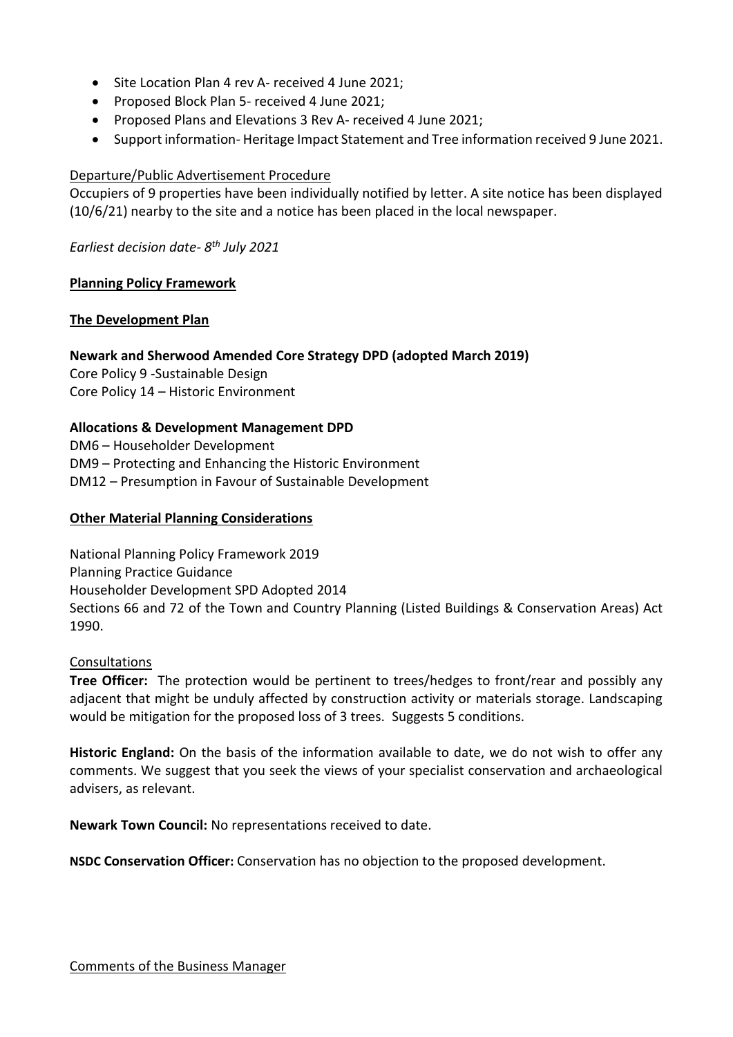- Site Location Plan 4 rev A- received 4 June 2021;
- Proposed Block Plan 5- received 4 June 2021;
- Proposed Plans and Elevations 3 Rev A- received 4 June 2021;
- Support information- Heritage Impact Statement and Tree information received 9 June 2021.

Departure/Public Advertisement Procedure

Occupiers of 9 properties have been individually notified by letter. A site notice has been displayed (10/6/21) nearby to the site and a notice has been placed in the local newspaper.

*Earliest decision date- 8th July 2021*

**Planning Policy Framework**

**The Development Plan**

**Newark and Sherwood Amended Core Strategy DPD (adopted March 2019)**

Core Policy 9 -Sustainable Design
Core Policy 14 – Historic Environment

**Allocations & Development Management DPD**

DM6 – Householder Development
DM9 – Protecting and Enhancing the Historic Environment
DM12 – Presumption in Favour of Sustainable Development

**Other Material Planning Considerations**

National Planning Policy Framework 2019
Planning Practice Guidance
Householder Development SPD Adopted 2014
Sections 66 and 72 of the Town and Country Planning (Listed Buildings & Conservation Areas) Act 1990.

Consultations

**Tree Officer:** The protection would be pertinent to trees/hedges to front/rear and possibly any adjacent that might be unduly affected by construction activity or materials storage. Landscaping would be mitigation for the proposed loss of 3 trees. Suggests 5 conditions.

**Historic England:** On the basis of the information available to date, we do not wish to offer any comments. We suggest that you seek the views of your specialist conservation and archaeological advisers, as relevant.

**Newark Town Council:** No representations received to date.

**NSDC Conservation Officer:** Conservation has no objection to the proposed development.

Comments of the Business Manager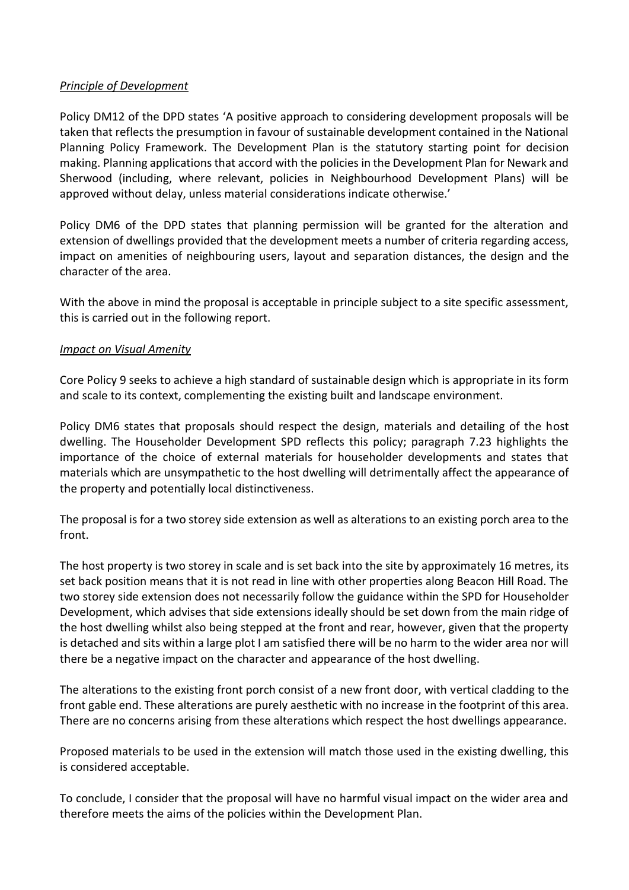*Principle of Development*

Policy DM12 of the DPD states 'A positive approach to considering development proposals will be taken that reflects the presumption in favour of sustainable development contained in the National Planning Policy Framework. The Development Plan is the statutory starting point for decision making. Planning applications that accord with the policies in the Development Plan for Newark and Sherwood (including, where relevant, policies in Neighbourhood Development Plans) will be approved without delay, unless material considerations indicate otherwise.'

Policy DM6 of the DPD states that planning permission will be granted for the alteration and extension of dwellings provided that the development meets a number of criteria regarding access, impact on amenities of neighbouring users, layout and separation distances, the design and the character of the area.

With the above in mind the proposal is acceptable in principle subject to a site specific assessment, this is carried out in the following report.

*Impact on Visual Amenity*

Core Policy 9 seeks to achieve a high standard of sustainable design which is appropriate in its form and scale to its context, complementing the existing built and landscape environment.

Policy DM6 states that proposals should respect the design, materials and detailing of the host dwelling. The Householder Development SPD reflects this policy; paragraph 7.23 highlights the importance of the choice of external materials for householder developments and states that materials which are unsympathetic to the host dwelling will detrimentally affect the appearance of the property and potentially local distinctiveness.

The proposal is for a two storey side extension as well as alterations to an existing porch area to the front.

The host property is two storey in scale and is set back into the site by approximately 16 metres, its set back position means that it is not read in line with other properties along Beacon Hill Road. The two storey side extension does not necessarily follow the guidance within the SPD for Householder Development, which advises that side extensions ideally should be set down from the main ridge of the host dwelling whilst also being stepped at the front and rear, however, given that the property is detached and sits within a large plot I am satisfied there will be no harm to the wider area nor will there be a negative impact on the character and appearance of the host dwelling.

The alterations to the existing front porch consist of a new front door, with vertical cladding to the front gable end. These alterations are purely aesthetic with no increase in the footprint of this area. There are no concerns arising from these alterations which respect the host dwellings appearance.

Proposed materials to be used in the extension will match those used in the existing dwelling, this is considered acceptable.

To conclude, I consider that the proposal will have no harmful visual impact on the wider area and therefore meets the aims of the policies within the Development Plan.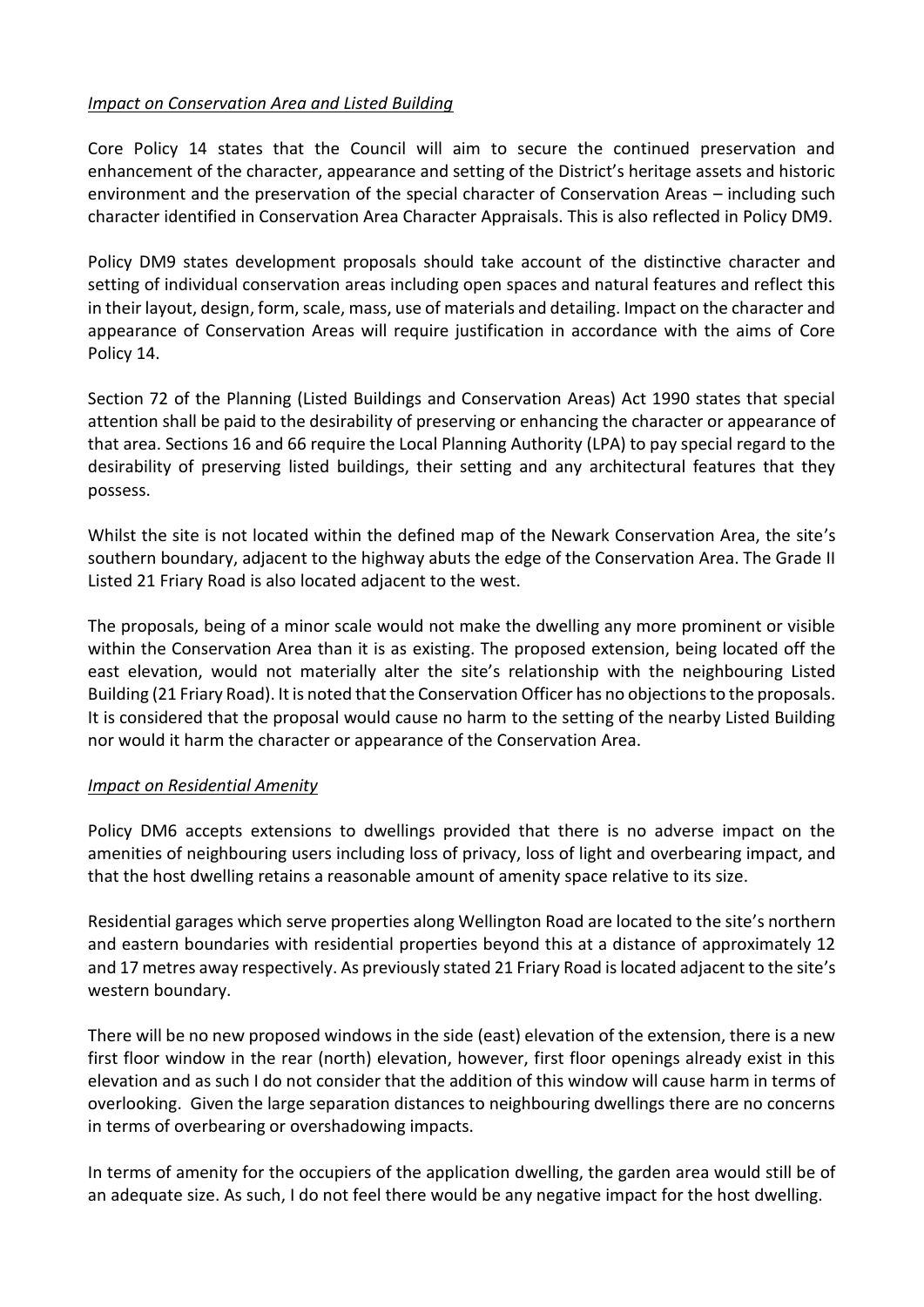*Impact on Conservation Area and Listed Building*

Core Policy 14 states that the Council will aim to secure the continued preservation and enhancement of the character, appearance and setting of the District's heritage assets and historic environment and the preservation of the special character of Conservation Areas – including such character identified in Conservation Area Character Appraisals. This is also reflected in Policy DM9.

Policy DM9 states development proposals should take account of the distinctive character and setting of individual conservation areas including open spaces and natural features and reflect this in their layout, design, form, scale, mass, use of materials and detailing. Impact on the character and appearance of Conservation Areas will require justification in accordance with the aims of Core Policy 14.

Section 72 of the Planning (Listed Buildings and Conservation Areas) Act 1990 states that special attention shall be paid to the desirability of preserving or enhancing the character or appearance of that area. Sections 16 and 66 require the Local Planning Authority (LPA) to pay special regard to the desirability of preserving listed buildings, their setting and any architectural features that they possess.

Whilst the site is not located within the defined map of the Newark Conservation Area, the site's southern boundary, adjacent to the highway abuts the edge of the Conservation Area. The Grade II Listed 21 Friary Road is also located adjacent to the west.

The proposals, being of a minor scale would not make the dwelling any more prominent or visible within the Conservation Area than it is as existing. The proposed extension, being located off the east elevation, would not materially alter the site's relationship with the neighbouring Listed Building (21 Friary Road). It is noted that the Conservation Officer has no objections to the proposals. It is considered that the proposal would cause no harm to the setting of the nearby Listed Building nor would it harm the character or appearance of the Conservation Area.

*Impact on Residential Amenity*

Policy DM6 accepts extensions to dwellings provided that there is no adverse impact on the amenities of neighbouring users including loss of privacy, loss of light and overbearing impact, and that the host dwelling retains a reasonable amount of amenity space relative to its size.

Residential garages which serve properties along Wellington Road are located to the site's northern and eastern boundaries with residential properties beyond this at a distance of approximately 12 and 17 metres away respectively. As previously stated 21 Friary Road is located adjacent to the site's western boundary.

There will be no new proposed windows in the side (east) elevation of the extension, there is a new first floor window in the rear (north) elevation, however, first floor openings already exist in this elevation and as such I do not consider that the addition of this window will cause harm in terms of overlooking. Given the large separation distances to neighbouring dwellings there are no concerns in terms of overbearing or overshadowing impacts.

In terms of amenity for the occupiers of the application dwelling, the garden area would still be of an adequate size. As such, I do not feel there would be any negative impact for the host dwelling.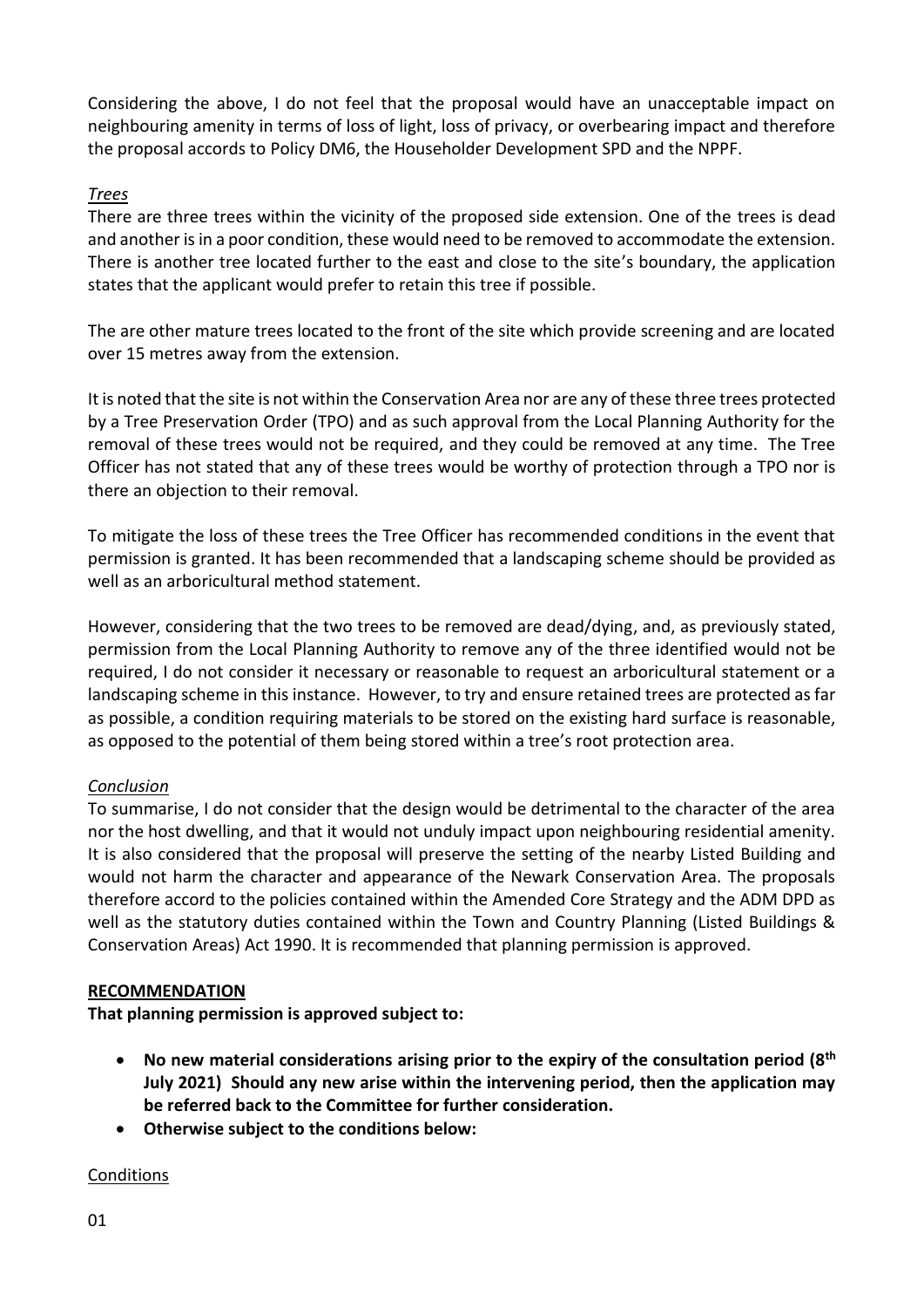Considering the above, I do not feel that the proposal would have an unacceptable impact on neighbouring amenity in terms of loss of light, loss of privacy, or overbearing impact and therefore the proposal accords to Policy DM6, the Householder Development SPD and the NPPF.

*Trees*

There are three trees within the vicinity of the proposed side extension. One of the trees is dead and another is in a poor condition, these would need to be removed to accommodate the extension. There is another tree located further to the east and close to the site's boundary, the application states that the applicant would prefer to retain this tree if possible.

The are other mature trees located to the front of the site which provide screening and are located over 15 metres away from the extension.

It is noted that the site is not within the Conservation Area nor are any of these three trees protected by a Tree Preservation Order (TPO) and as such approval from the Local Planning Authority for the removal of these trees would not be required, and they could be removed at any time. The Tree Officer has not stated that any of these trees would be worthy of protection through a TPO nor is there an objection to their removal.

To mitigate the loss of these trees the Tree Officer has recommended conditions in the event that permission is granted. It has been recommended that a landscaping scheme should be provided as well as an arboricultural method statement.

However, considering that the two trees to be removed are dead/dying, and, as previously stated, permission from the Local Planning Authority to remove any of the three identified would not be required, I do not consider it necessary or reasonable to request an arboricultural statement or a landscaping scheme in this instance. However, to try and ensure retained trees are protected as far as possible, a condition requiring materials to be stored on the existing hard surface is reasonable, as opposed to the potential of them being stored within a tree's root protection area.

*Conclusion*

To summarise, I do not consider that the design would be detrimental to the character of the area nor the host dwelling, and that it would not unduly impact upon neighbouring residential amenity. It is also considered that the proposal will preserve the setting of the nearby Listed Building and would not harm the character and appearance of the Newark Conservation Area. The proposals therefore accord to the policies contained within the Amended Core Strategy and the ADM DPD as well as the statutory duties contained within the Town and Country Planning (Listed Buildings & Conservation Areas) Act 1990. It is recommended that planning permission is approved.

**RECOMMENDATION**

**That planning permission is approved subject to:**

- **No new material considerations arising prior to the expiry of the consultation period (8th July 2021) Should any new arise within the intervening period, then the application may be referred back to the Committee for further consideration.**
- **Otherwise subject to the conditions below:**

Conditions

01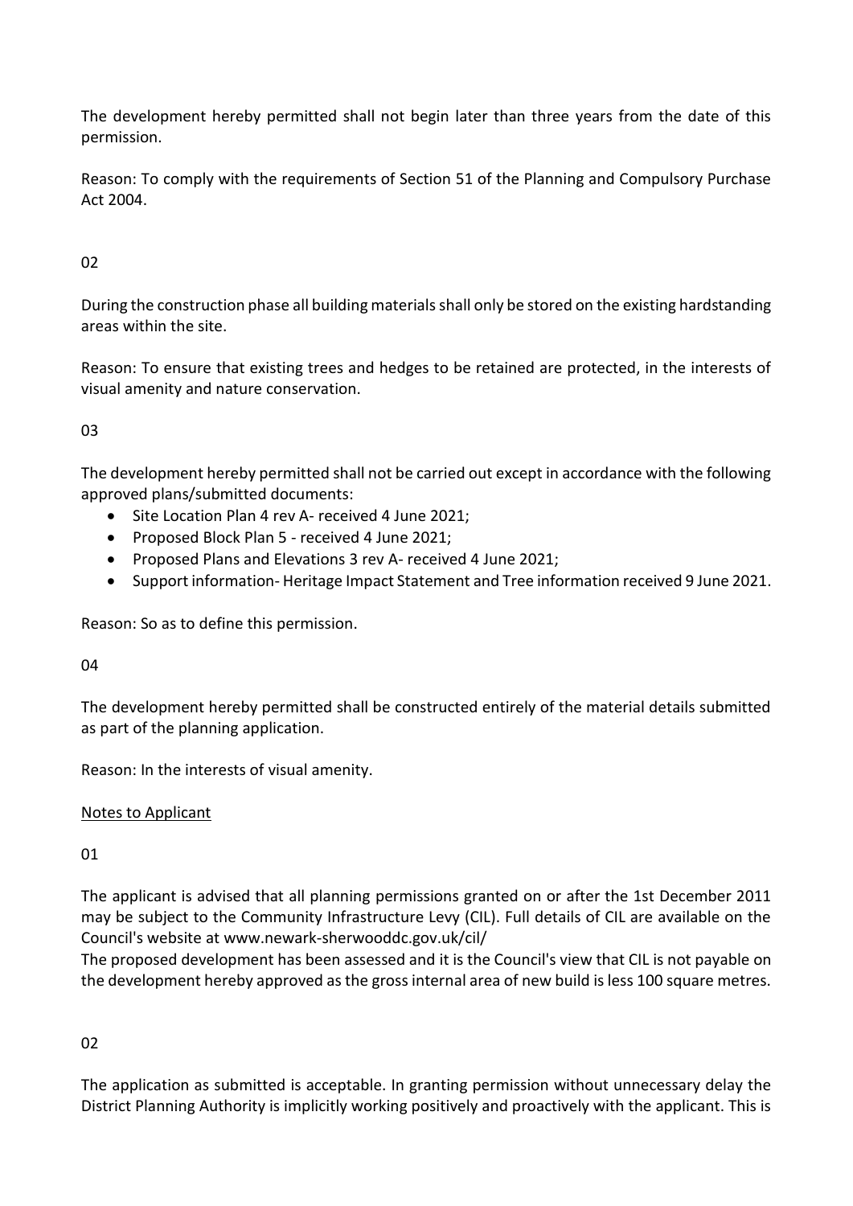The development hereby permitted shall not begin later than three years from the date of this permission.

Reason: To comply with the requirements of Section 51 of the Planning and Compulsory Purchase Act 2004.

02

During the construction phase all building materials shall only be stored on the existing hardstanding areas within the site.

Reason: To ensure that existing trees and hedges to be retained are protected, in the interests of visual amenity and nature conservation.

03

The development hereby permitted shall not be carried out except in accordance with the following approved plans/submitted documents:

- Site Location Plan 4 rev A- received 4 June 2021;
- Proposed Block Plan 5 - received 4 June 2021;
- Proposed Plans and Elevations 3 rev A- received 4 June 2021;
- Support information- Heritage Impact Statement and Tree information received 9 June 2021.

Reason: So as to define this permission.

04

The development hereby permitted shall be constructed entirely of the material details submitted as part of the planning application.

Reason: In the interests of visual amenity.

Notes to Applicant

01

The applicant is advised that all planning permissions granted on or after the 1st December 2011 may be subject to the Community Infrastructure Levy (CIL). Full details of CIL are available on the Council's website at www.newark-sherwooddc.gov.uk/cil/

The proposed development has been assessed and it is the Council's view that CIL is not payable on the development hereby approved as the gross internal area of new build is less 100 square metres.

02

The application as submitted is acceptable. In granting permission without unnecessary delay the District Planning Authority is implicitly working positively and proactively with the applicant. This is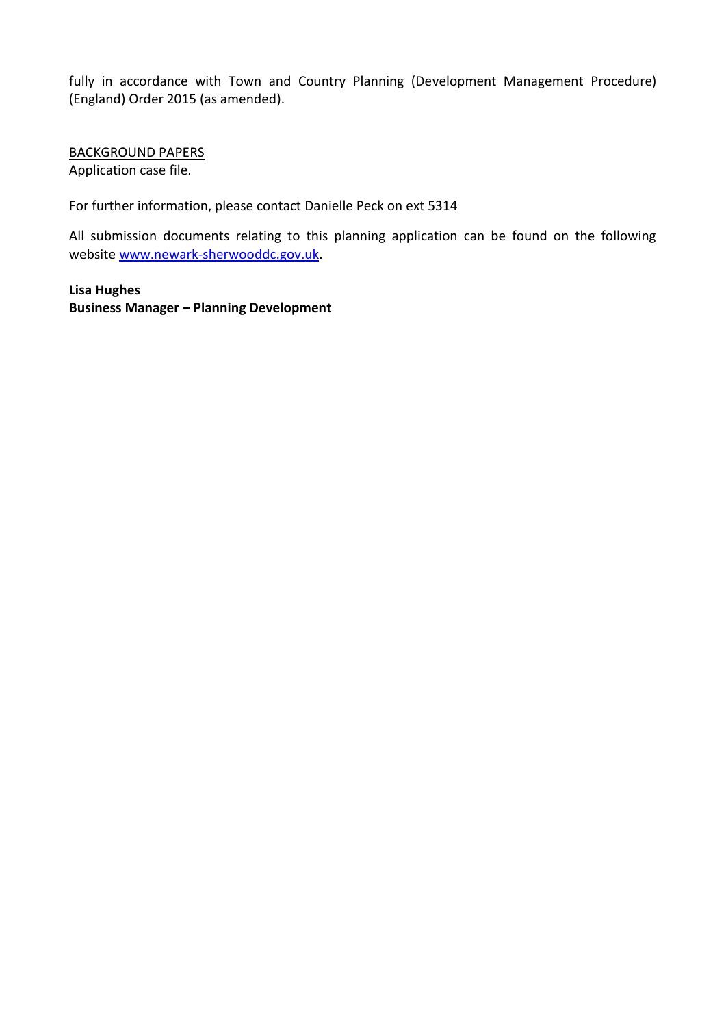fully in accordance with Town and Country Planning (Development Management Procedure) (England) Order 2015 (as amended).

BACKGROUND PAPERS

Application case file.

For further information, please contact Danielle Peck on ext 5314

All submission documents relating to this planning application can be found on the following website [www.newark-sherwooddc.gov.uk](http://www.newark-sherwooddc.gov.uk).

**Lisa Hughes**
**Business Manager – Planning Development**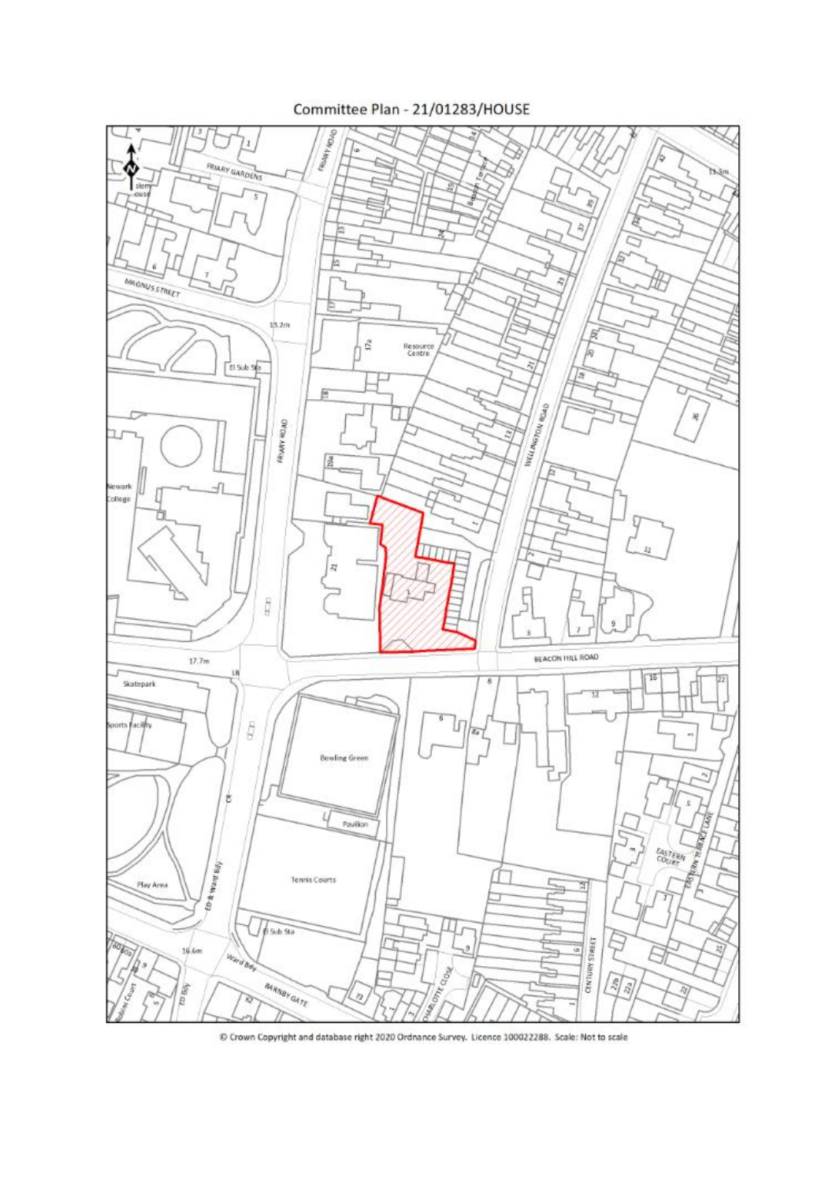Committee Plan - 21/01283/HOUSE

© Crown Copyright and database right 2020 Ordnance Survey. Licence 100022288. Scale: Not to scale